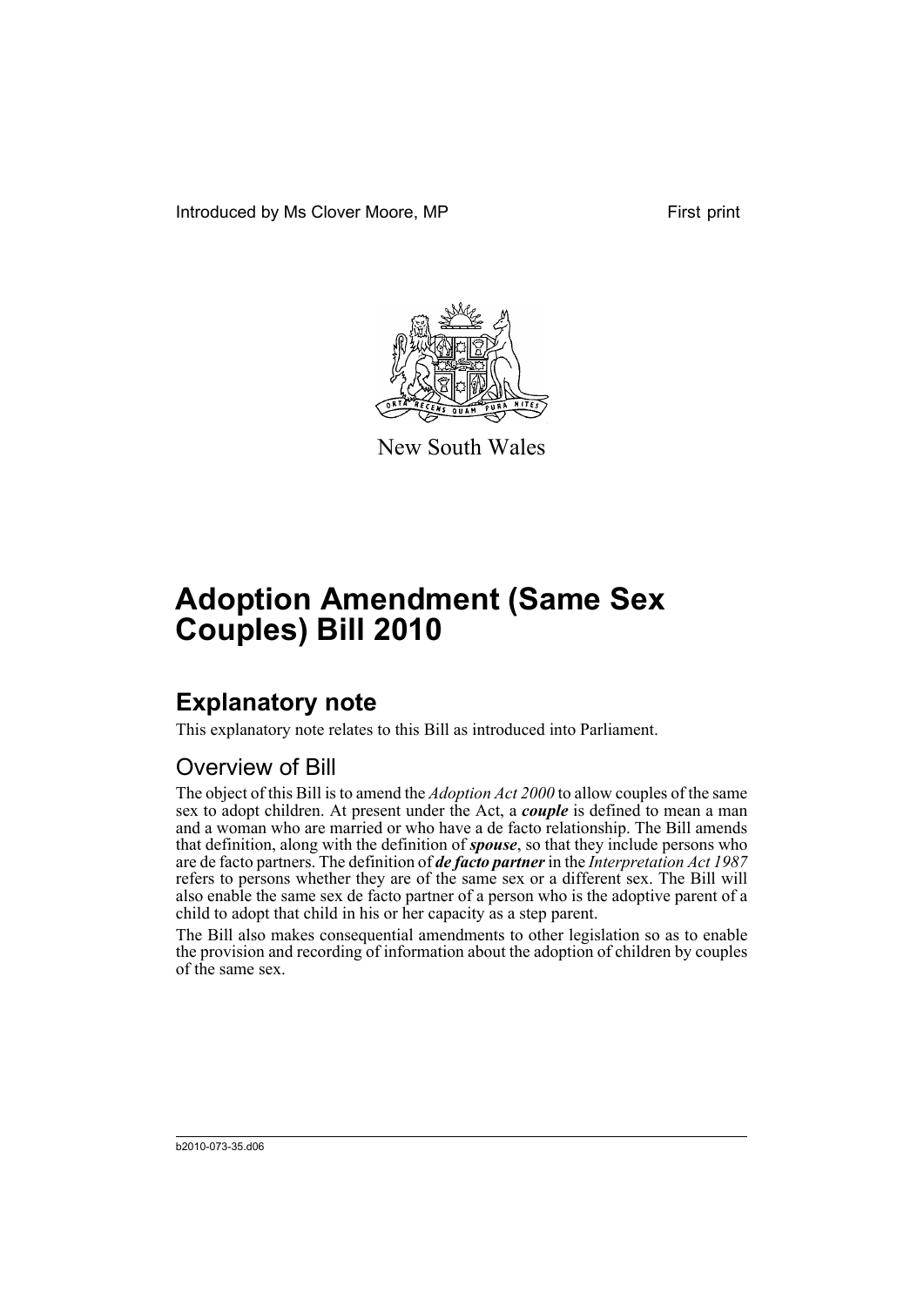Introduced by Ms Clover Moore, MP First print

New South Wales

# Adoption Amendment (Same Sex Couples) Bill 2010

## Explanatory note

This explanatory note relates to this Bill as introduced into Parliament.

### Overview of Bill

The object of this Bill is to amend the *Adoption Act 2000* to allow couples of the same sex to adopt children. At present under the Act, a ***couple*** is defined to mean a man and a woman who are married or who have a de facto relationship. The Bill amends that definition, along with the definition of ***spouse***, so that they include persons who are de facto partners. The definition of ***de facto partner*** in the *Interpretation Act 1987* refers to persons whether they are of the same sex or a different sex. The Bill will also enable the same sex de facto partner of a person who is the adoptive parent of a child to adopt that child in his or her capacity as a step parent.

The Bill also makes consequential amendments to other legislation so as to enable the provision and recording of information about the adoption of children by couples of the same sex.

b2010-073-35.d06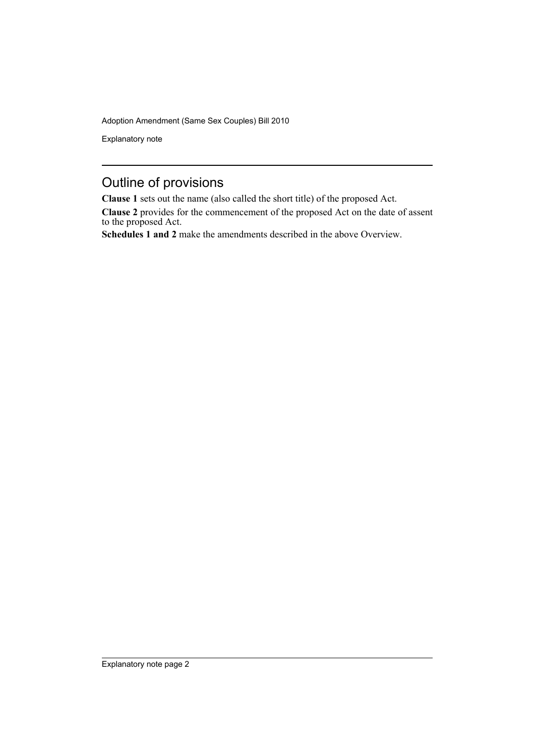## Outline of provisions

**Clause 1** sets out the name (also called the short title) of the proposed Act.

**Clause 2** provides for the commencement of the proposed Act on the date of assent to the proposed Act.

**Schedules 1 and 2** make the amendments described in the above Overview.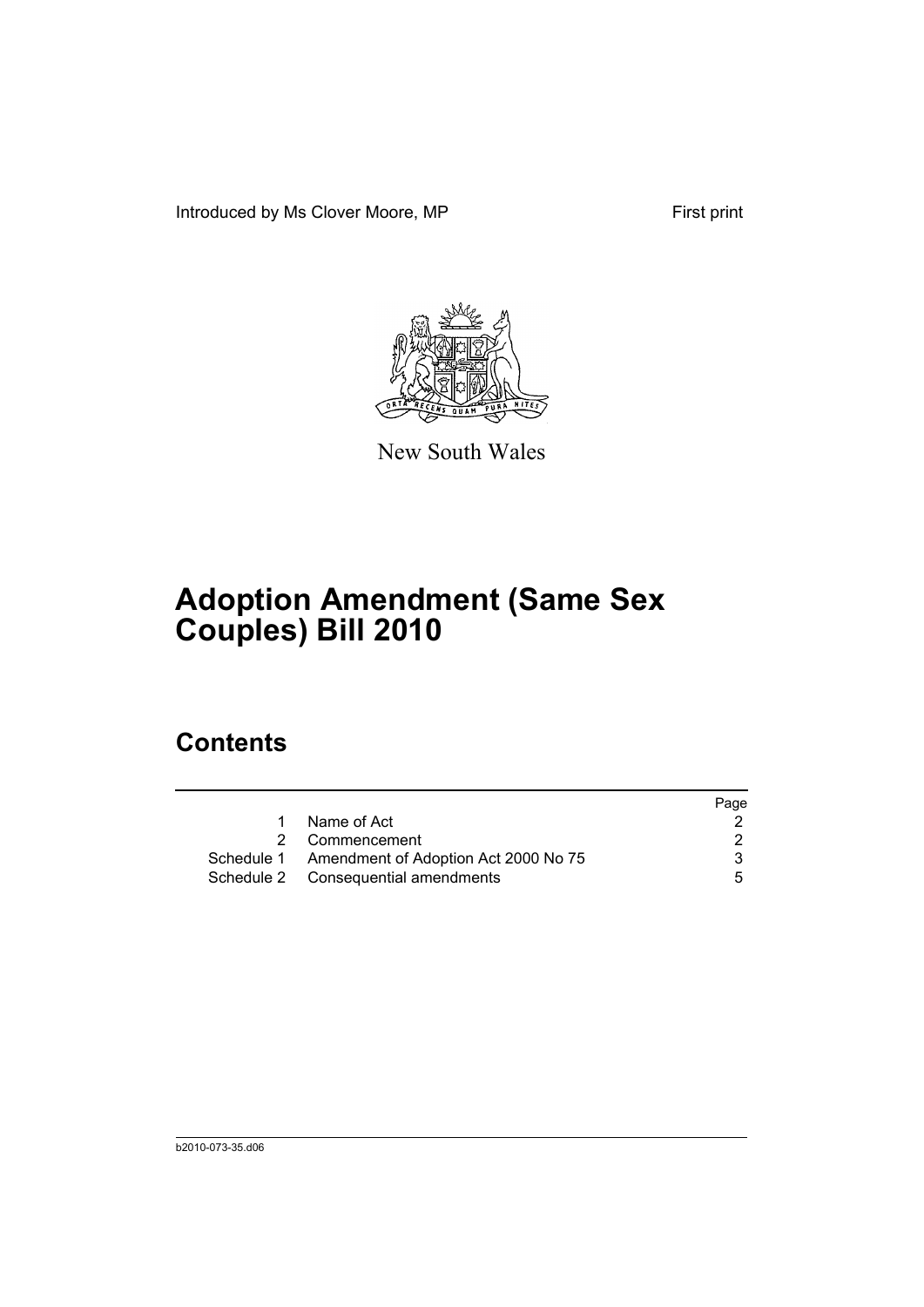Introduced by Ms Clover Moore, MP First print

New South Wales

# Adoption Amendment (Same Sex Couples) Bill 2010

## Contents

| | | Page |
|---|---|---|
| 1 | Name of Act | 2 |
| 2 | Commencement | 2 |
| Schedule 1 | Amendment of Adoption Act 2000 No 75 | 3 |
| Schedule 2 | Consequential amendments | 5 |

b2010-073-35.d06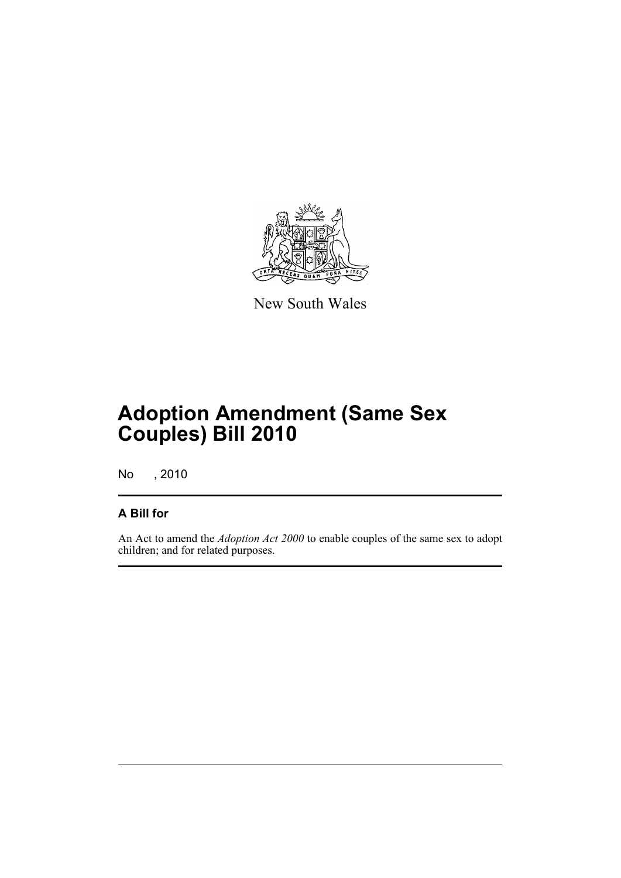New South Wales

# Adoption Amendment (Same Sex Couples) Bill 2010

No , 2010

## A Bill for

An Act to amend the *Adoption Act 2000* to enable couples of the same sex to adopt children; and for related purposes.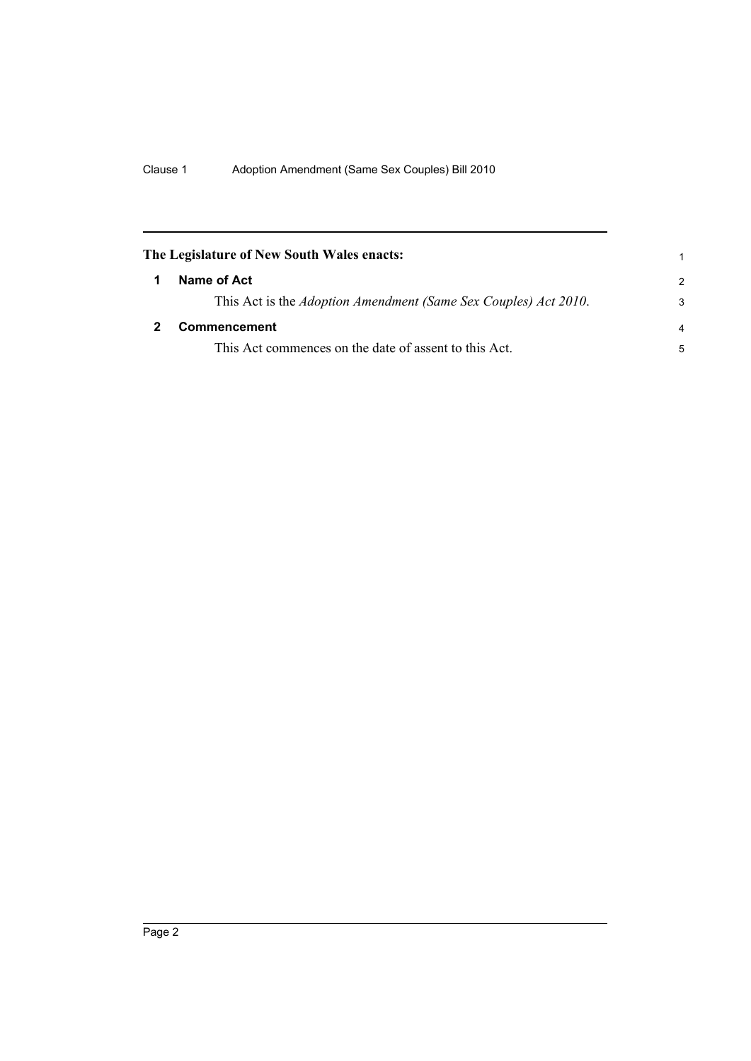**The Legislature of New South Wales enacts:**

## 1 Name of Act

This Act is the *Adoption Amendment (Same Sex Couples) Act 2010*.

## 2 Commencement

This Act commences on the date of assent to this Act.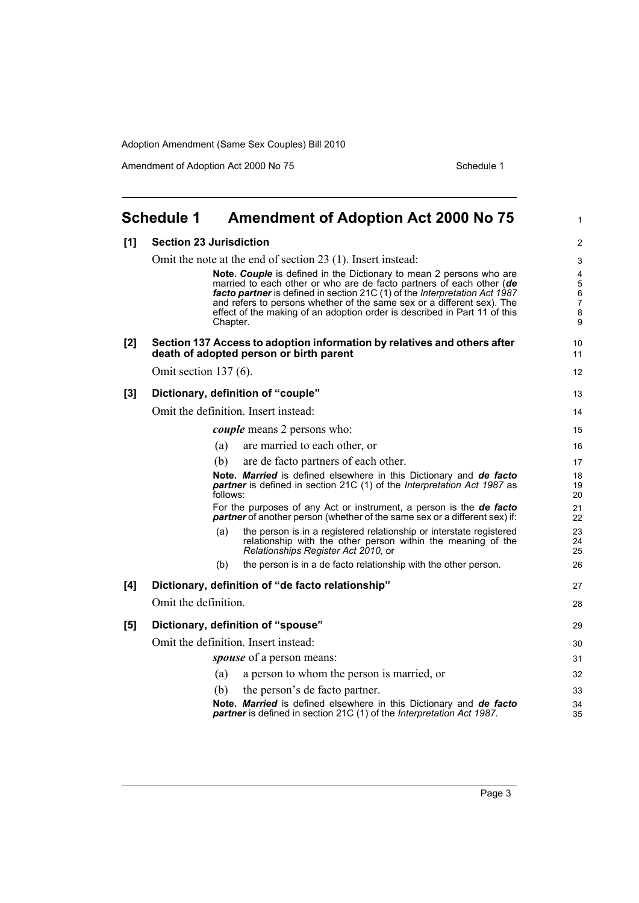# Schedule 1 Amendment of Adoption Act 2000 No 75

**[1] Section 23 Jurisdiction**

Omit the note at the end of section 23 (1). Insert instead:

> **Note.** ***Couple*** is defined in the Dictionary to mean 2 persons who are married to each other or who are de facto partners of each other (***de facto partner*** is defined in section 21C (1) of the *Interpretation Act 1987* and refers to persons whether of the same sex or a different sex). The effect of the making of an adoption order is described in Part 11 of this Chapter.

**[2] Section 137 Access to adoption information by relatives and others after death of adopted person or birth parent**

Omit section 137 (6).

**[3] Dictionary, definition of "couple"**

Omit the definition. Insert instead:

> ***couple*** means 2 persons who:
>
> (a) are married to each other, or
>
> (b) are de facto partners of each other.
>
> **Note.** ***Married*** is defined elsewhere in this Dictionary and ***de facto partner*** is defined in section 21C (1) of the *Interpretation Act 1987* as follows:
>
> For the purposes of any Act or instrument, a person is the ***de facto partner*** of another person (whether of the same sex or a different sex) if:
>
> (a) the person is in a registered relationship or interstate registered relationship with the other person within the meaning of the *Relationships Register Act 2010*, or
>
> (b) the person is in a de facto relationship with the other person.

**[4] Dictionary, definition of "de facto relationship"**

Omit the definition.

**[5] Dictionary, definition of "spouse"**

Omit the definition. Insert instead:

> ***spouse*** of a person means:
>
> (a) a person to whom the person is married, or
>
> (b) the person's de facto partner.
>
> **Note.** ***Married*** is defined elsewhere in this Dictionary and ***de facto partner*** is defined in section 21C (1) of the *Interpretation Act 1987*.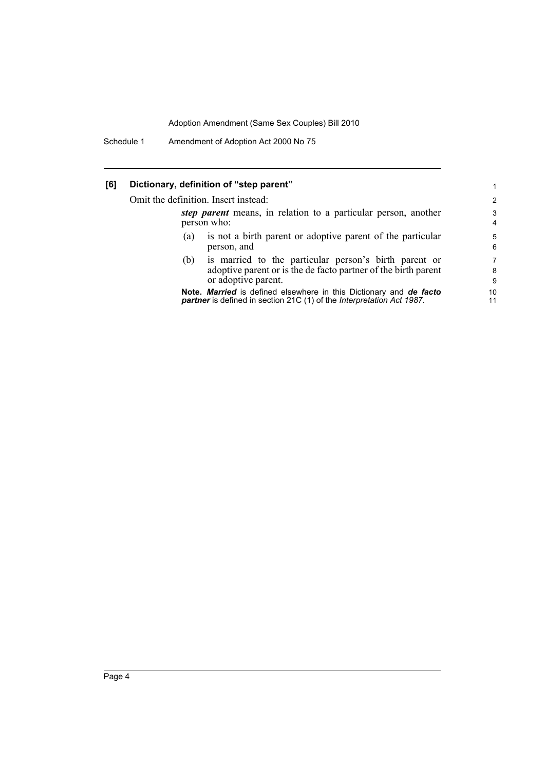### [6] Dictionary, definition of "step parent"

Omit the definition. Insert instead:

> ***step parent*** means, in relation to a particular person, another person who:
>
> (a) is not a birth parent or adoptive parent of the particular person, and
>
> (b) is married to the particular person's birth parent or adoptive parent or is the de facto partner of the birth parent or adoptive parent.
>
> **Note.** ***Married*** is defined elsewhere in this Dictionary and ***de facto partner*** is defined in section 21C (1) of the *Interpretation Act 1987*.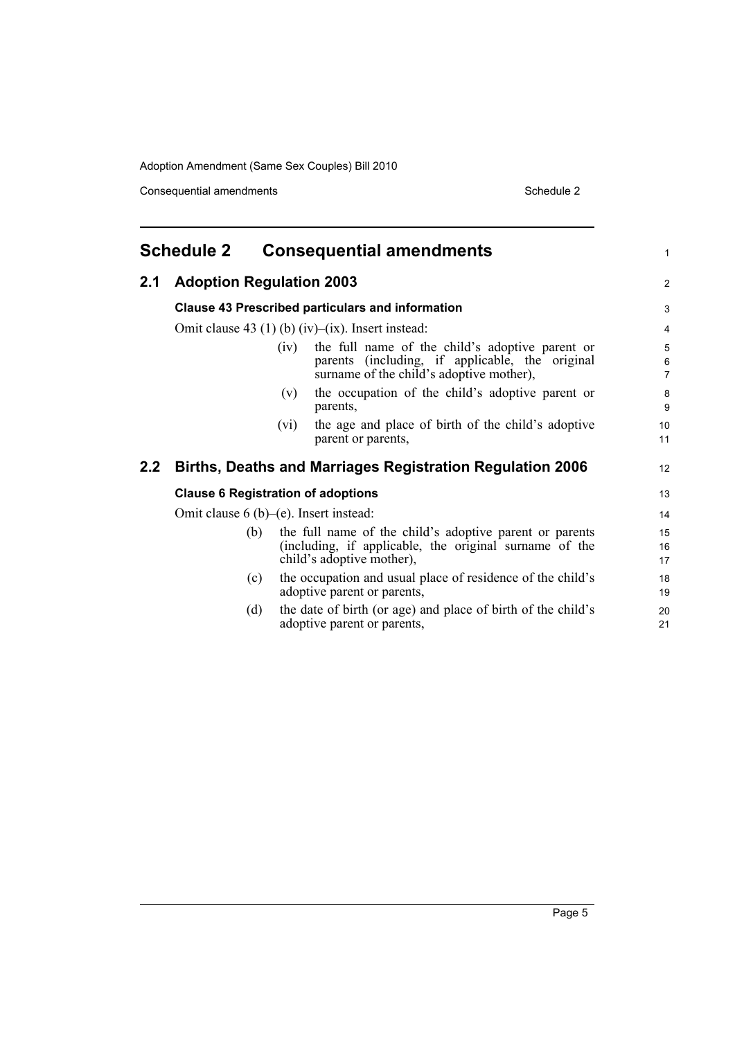# Schedule 2 Consequential amendments

## 2.1 Adoption Regulation 2003

### Clause 43 Prescribed particulars and information

Omit clause 43 (1) (b) (iv)–(ix). Insert instead:

(iv) the full name of the child's adoptive parent or parents (including, if applicable, the original surname of the child's adoptive mother),

(v) the occupation of the child's adoptive parent or parents,

(vi) the age and place of birth of the child's adoptive parent or parents,

## 2.2 Births, Deaths and Marriages Registration Regulation 2006

### Clause 6 Registration of adoptions

Omit clause 6 (b)–(e). Insert instead:

(b) the full name of the child's adoptive parent or parents (including, if applicable, the original surname of the child's adoptive mother),

(c) the occupation and usual place of residence of the child's adoptive parent or parents,

(d) the date of birth (or age) and place of birth of the child's adoptive parent or parents,